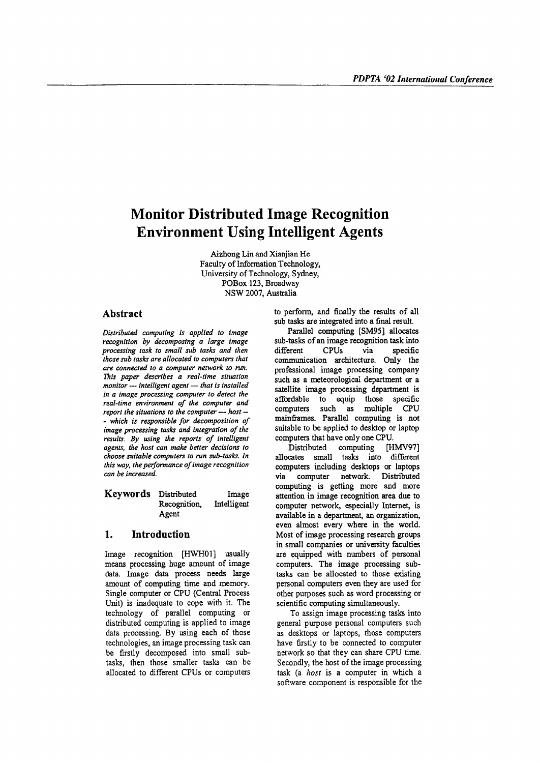# Monitor Distributed Image Recognition Environment Using Intelligent Agents

Aizhong Lin and Xianjian He
Faculty of Information Technology,
University of Technology, Sydney,
POBox 123, Broadway
NSW 2007, Australia

## Abstract

*Distributed computing is applied to image recognition by decomposing a large image processing task to small sub tasks and then those sub tasks are allocated to computers that are connected to a computer network to run. This paper describes a real-time situation monitor — intelligent agent — that is installed in a image processing computer to detect the real-time environment of the computer and report the situations to the computer — host — which is responsible for decomposition of image processing tasks and integration of the results. By using the reports of intelligent agents, the host can make better decisions to choose suitable computers to run sub-tasks. In this way, the performance of image recognition can be increased.*

**Keywords** Distributed Image Recognition, Intelligent Agent

## 1. Introduction

Image recognition [HWH01] usually means processing huge amount of image data. Image data process needs large amount of computing time and memory. Single computer or CPU (Central Process Unit) is inadequate to cope with it. The technology of parallel computing or distributed computing is applied to image data processing. By using each of those technologies, an image processing task can be firstly decomposed into small sub-tasks, then those smaller tasks can be allocated to different CPUs or computers to perform, and finally the results of all sub tasks are integrated into a final result.

Parallel computing [SM95] allocates sub-tasks of an image recognition task into different CPUs via specific communication architecture. Only the professional image processing company such as a meteorological department or a satellite image processing department is affordable to equip those specific computers such as multiple CPU mainframes. Parallel computing is not suitable to be applied to desktop or laptop computers that have only one CPU.

Distributed computing [HMV97] allocates small tasks into different computers including desktops or laptops via computer network. Distributed computing is getting more and more attention in image recognition area due to computer network, especially Internet, is available in a department, an organization, even almost every where in the world. Most of image processing research groups in small companies or university faculties are equipped with numbers of personal computers. The image processing sub-tasks can be allocated to those existing personal computers even they are used for other purposes such as word processing or scientific computing simultaneously.

To assign image processing tasks into general purpose personal computers such as desktops or laptops, those computers have firstly to be connected to computer network so that they can share CPU time. Secondly, the host of the image processing task (a *host* is a computer in which a software component is responsible for the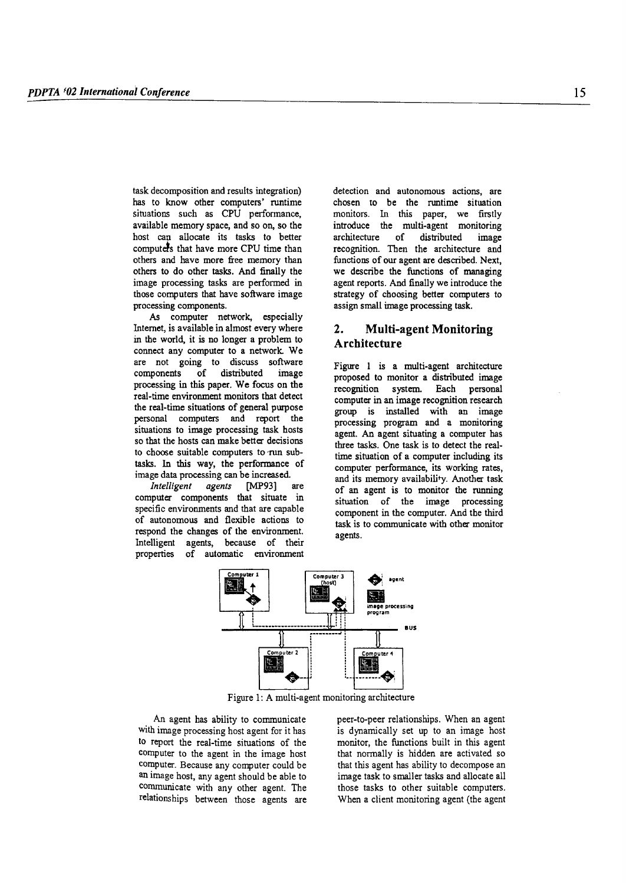task decomposition and results integration) has to know other computers' runtime situations such as CPU performance, available memory space, and so on, so the host can allocate its tasks to better computers that have more CPU time than others and have more free memory than others to do other tasks. And finally the image processing tasks are performed in those computers that have software image processing components.

As computer network, especially Internet, is available in almost every where in the world, it is no longer a problem to connect any computer to a network. We are not going to discuss software components of distributed image processing in this paper. We focus on the real-time environment monitors that detect the real-time situations of general purpose personal computers and report the situations to image processing task hosts so that the hosts can make better decisions to choose suitable computers to run sub-tasks. In this way, the performance of image data processing can be increased.

*Intelligent agents* [MP93] are computer components that situate in specific environments and that are capable of autonomous and flexible actions to respond the changes of the environment. Intelligent agents, because of their properties of automatic environment detection and autonomous actions, are chosen to be the runtime situation monitors. In this paper, we firstly introduce the multi-agent monitoring architecture of distributed image recognition. Then the architecture and functions of our agent are described. Next, we describe the functions of managing agent reports. And finally we introduce the strategy of choosing better computers to assign small image processing task.

## 2. Multi-agent Monitoring Architecture

Figure 1 is a multi-agent architecture proposed to monitor a distributed image recognition system. Each personal computer in an image recognition research group is installed with an image processing program and a monitoring agent. An agent situating a computer has three tasks. One task is to detect the real-time situation of a computer including its computer performance, its working rates, and its memory availability. Another task of an agent is to monitor the running situation of the image processing component in the computer. And the third task is to communicate with other monitor agents.

Figure 1: A multi-agent monitoring architecture

An agent has ability to communicate with image processing host agent for it has to report the real-time situations of the computer to the agent in the image host computer. Because any computer could be an image host, any agent should be able to communicate with any other agent. The relationships between those agents are peer-to-peer relationships. When an agent is dynamically set up to an image host monitor, the functions built in this agent that normally is hidden are activated so that this agent has ability to decompose an image task to smaller tasks and allocate all those tasks to other suitable computers. When a client monitoring agent (the agent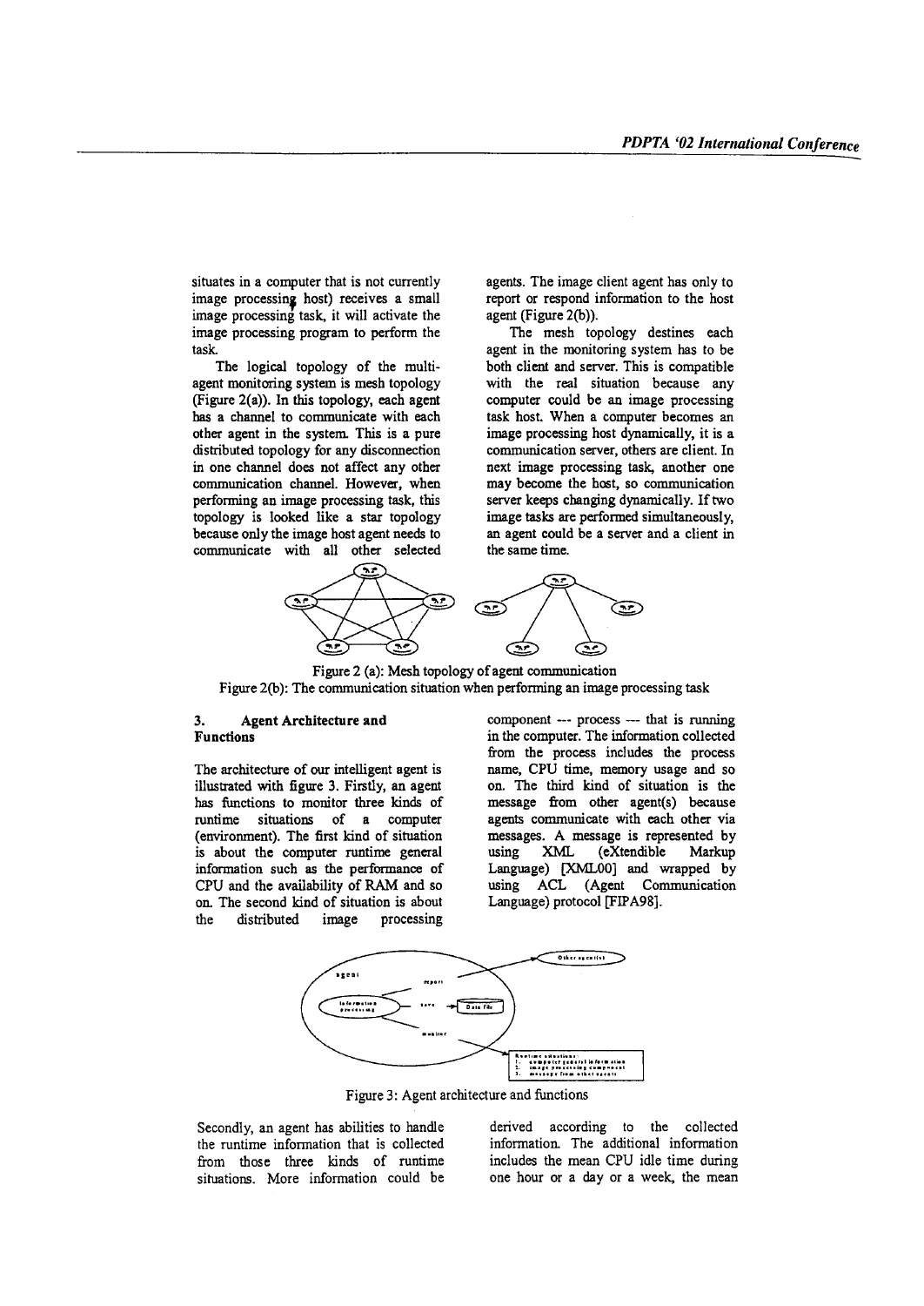situates in a computer that is not currently image processing host) receives a small image processing task, it will activate the image processing program to perform the task.

The logical topology of the multi-agent monitoring system is mesh topology (Figure 2(a)). In this topology, each agent has a channel to communicate with each other agent in the system. This is a pure distributed topology for any disconnection in one channel does not affect any other communication channel. However, when performing an image processing task, this topology is looked like a star topology because only the image host agent needs to communicate with all other selected agents. The image client agent has only to report or respond information to the host agent (Figure 2(b)).

The mesh topology destines each agent in the monitoring system has to be both client and server. This is compatible with the real situation because any computer could be an image processing task host. When a computer becomes an image processing host dynamically, it is a communication server, others are client. In next image processing task, another one may become the host, so communication server keeps changing dynamically. If two image tasks are performed simultaneously, an agent could be a server and a client in the same time.

Figure 2 (a): Mesh topology of agent communication
Figure 2(b): The communication situation when performing an image processing task

## 3. Agent Architecture and Functions

The architecture of our intelligent agent is illustrated with figure 3. Firstly, an agent has functions to monitor three kinds of runtime situations of a computer (environment). The first kind of situation is about the computer runtime general information such as the performance of CPU and the availability of RAM and so on. The second kind of situation is about the distributed image processing component --- process --- that is running in the computer. The information collected from the process includes the process name, CPU time, memory usage and so on. The third kind of situation is the message from other agent(s) because agents communicate with each other via messages. A message is represented by using XML (eXtendible Markup Language) [XML00] and wrapped by using ACL (Agent Communication Language) protocol [FIPA98].

Figure 3: Agent architecture and functions

Secondly, an agent has abilities to handle the runtime information that is collected from those three kinds of runtime situations. More information could be derived according to the collected information. The additional information includes the mean CPU idle time during one hour or a day or a week, the mean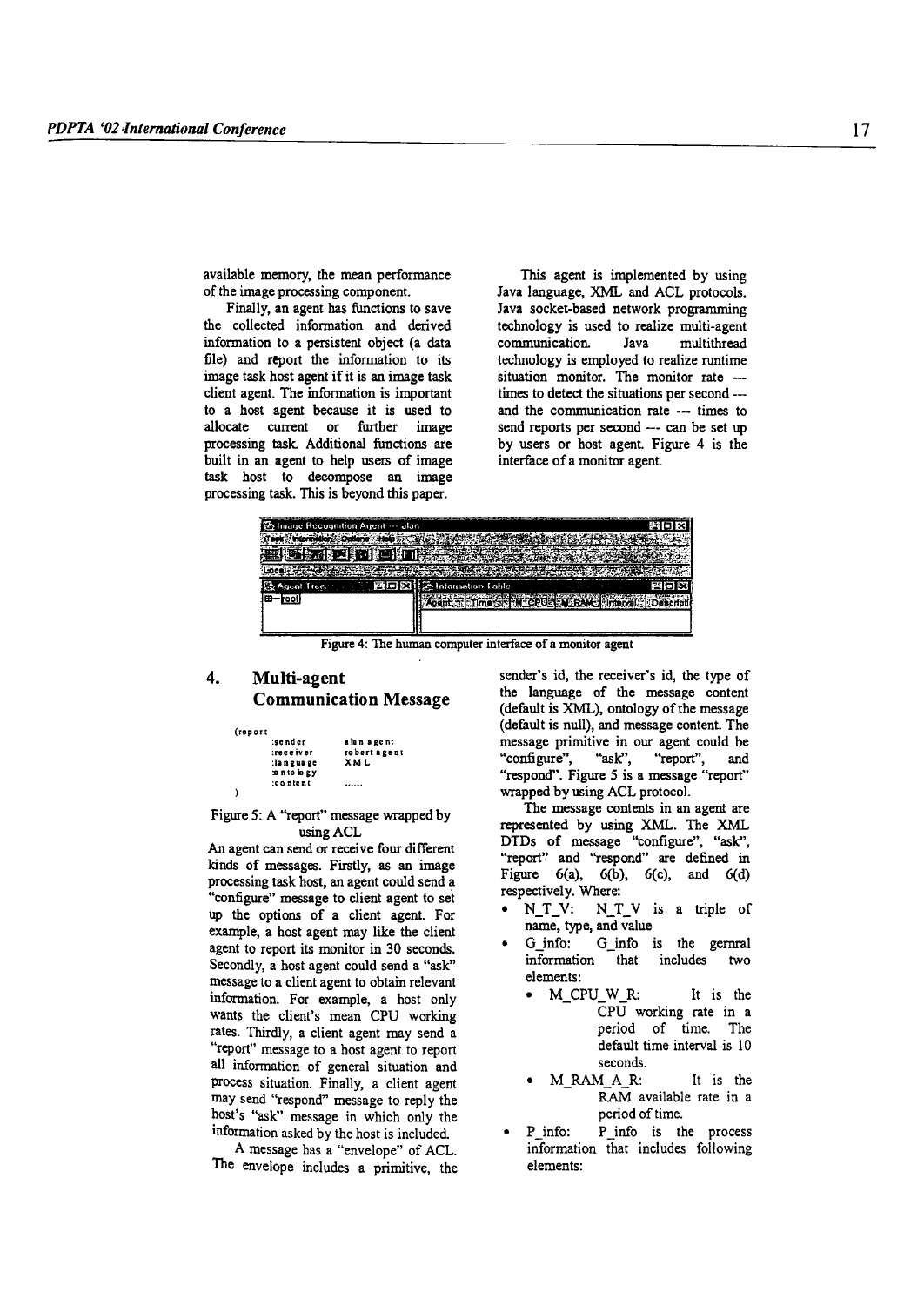available memory, the mean performance of the image processing component.

Finally, an agent has functions to save the collected information and derived information to a persistent object (a data file) and report the information to its image task host agent if it is an image task client agent. The information is important to a host agent because it is used to allocate current or further image processing task. Additional functions are built in an agent to help users of image task host to decompose an image processing task. This is beyond this paper.

This agent is implemented by using Java language, XML and ACL protocols. Java socket-based network programming technology is used to realize multi-agent communication. Java multithread technology is employed to realize runtime situation monitor. The monitor rate --- times to detect the situations per second --- and the communication rate --- times to send reports per second --- can be set up by users or host agent. Figure 4 is the interface of a monitor agent.

Figure 4: The human computer interface of a monitor agent

## 4. Multi-agent Communication Message

```
(report
      :sender        alan agent
      :receiver      robert agent
      :language      XML
      :ontology
      :content       ......
)
```

Figure 5: A "report" message wrapped by using ACL

An agent can send or receive four different kinds of messages. Firstly, as an image processing task host, an agent could send a "configure" message to client agent to set up the options of a client agent. For example, a host agent may like the client agent to report its monitor in 30 seconds. Secondly, a host agent could send a "ask" message to a client agent to obtain relevant information. For example, a host only wants the client's mean CPU working rates. Thirdly, a client agent may send a "report" message to a host agent to report all information of general situation and process situation. Finally, a client agent may send "respond" message to reply the host's "ask" message in which only the information asked by the host is included.

A message has a "envelope" of ACL. The envelope includes a primitive, the sender's id, the receiver's id, the type of the language of the message content (default is XML), ontology of the message (default is null), and message content. The message primitive in our agent could be "configure", "ask", "report", and "respond". Figure 5 is a message "report" wrapped by using ACL protocol.

The message contents in an agent are represented by using XML. The XML DTDs of message "configure", "ask", "report" and "respond" are defined in Figure 6(a), 6(b), 6(c), and 6(d) respectively. Where:

- N_T_V: N_T_V is a triple of name, type, and value
- G_info: G_info is the gernral information that includes two elements:
  - M_CPU_W_R: It is the CPU working rate in a period of time. The default time interval is 10 seconds.
  - M_RAM_A_R: It is the RAM available rate in a period of time.
- P_info: P_info is the process information that includes following elements: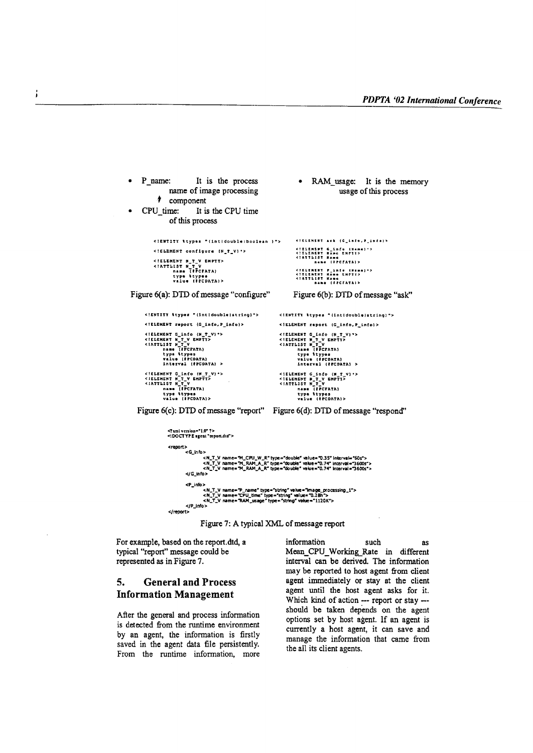- P_name: It is the process name of image processing component
- CPU_time: It is the CPU time of this process
- RAM_usage: It is the memory usage of this process

```
<!ENTITY %types "(int|double|boolean )">

<!ELEMENT configure (N_T_V)*>

<!ELEMENT N_T_V EMPTY>
<!ATTLIST N_T_V
      name (#PCDATA)
      type %types
      value (#PCDATA)>
```

Figure 6(a): DTD of message "configure"

```
<!ELEMENT ask (G_info,P_info)>

<!ELEMENT G_info (Name)*>
<!ELEMENT Name EMPTY>
<!ATTLIST Name
      name (#PCDATA)>

<!ELEMENT P_info (Name)*>
<!ELEMENT Name EMPTY>
<!ATTLIST Name
      name (#PCDATA)>
```

Figure 6(b): DTD of message "ask"

```
<!ENTITY %types "(int|double|string)">

<!ELEMENT report (G_info,P_info)>

<!ELEMENT G_info (N_T_V)*>
<!ELEMENT N_T_V EMPTY>
<!ATTLIST N_T_V
      name (#PCDATA)
      type %types
      value (#PCDATA)
      interval (#PCDATA) >

<!ELEMENT G_info (N_T_V)*>
<!ELEMENT N_T_V EMPTY>
<!ATTLIST N_T_V
      name (#PCDATA)
      type %types
      value (#PCDATA)>
```

Figure 6(c): DTD of message "report"

```
<!ENTITY %types "(int|double|string)">

<!ELEMENT report (G_info,P_info)>

<!ELEMENT G_info (N_T_V)*>
<!ELEMENT N_T_V EMPTY>
<!ATTLIST N_T_V
      name (#PCDATA)
      type %types
      value (#PCDATA)
      interval (#PCDATA) >

<!ELEMENT G_info (N_T_V)*>
<!ELEMENT N_T_V EMPTY>
<!ATTLIST N_T_V
      name (#PCDATA)
      type %types
      value (#PCDATA)>
```

Figure 6(d): DTD of message "respond"

```
<?xml version="1.0" ?>
<!DOCTYPE agent "report.dtd">

<report>
      <G_info>
            <N_T_V name="M_CPU_W_R" type="double" value="0.35" interval="60s">
            <N_T_V name="M_RAM_A_R" type="double" value="0.74" interval="3600s">
            <N_T_V name="M_RAM_A_R" type="double" value="0.74" interval="3600s">
      </G_info>

      <P_info>
            <N_T_V name="P_name" type="string" value="image_processing_1">
            <N_T_V name="CPU_time" type="string" value="0.28h">
            <N_T_V name="RAM_usage" type="string" value="1120K">
      </P_info>
</report>
```

Figure 7: A typical XML of message report

For example, based on the report.dtd, a typical "report" message could be represented as in Figure 7.

## 5. General and Process Information Management

After the general and process information is detected from the runtime environment by an agent, the information is firstly saved in the agent data file persistently. From the runtime information, more information such as Mean_CPU_Working_Rate in different interval can be derived. The information may be reported to host agent from client agent immediately or stay at the client agent until the host agent asks for it. Which kind of action --- report or stay --- should be taken depends on the agent options set by host agent. If an agent is currently a host agent, it can save and manage the information that came from the all its client agents.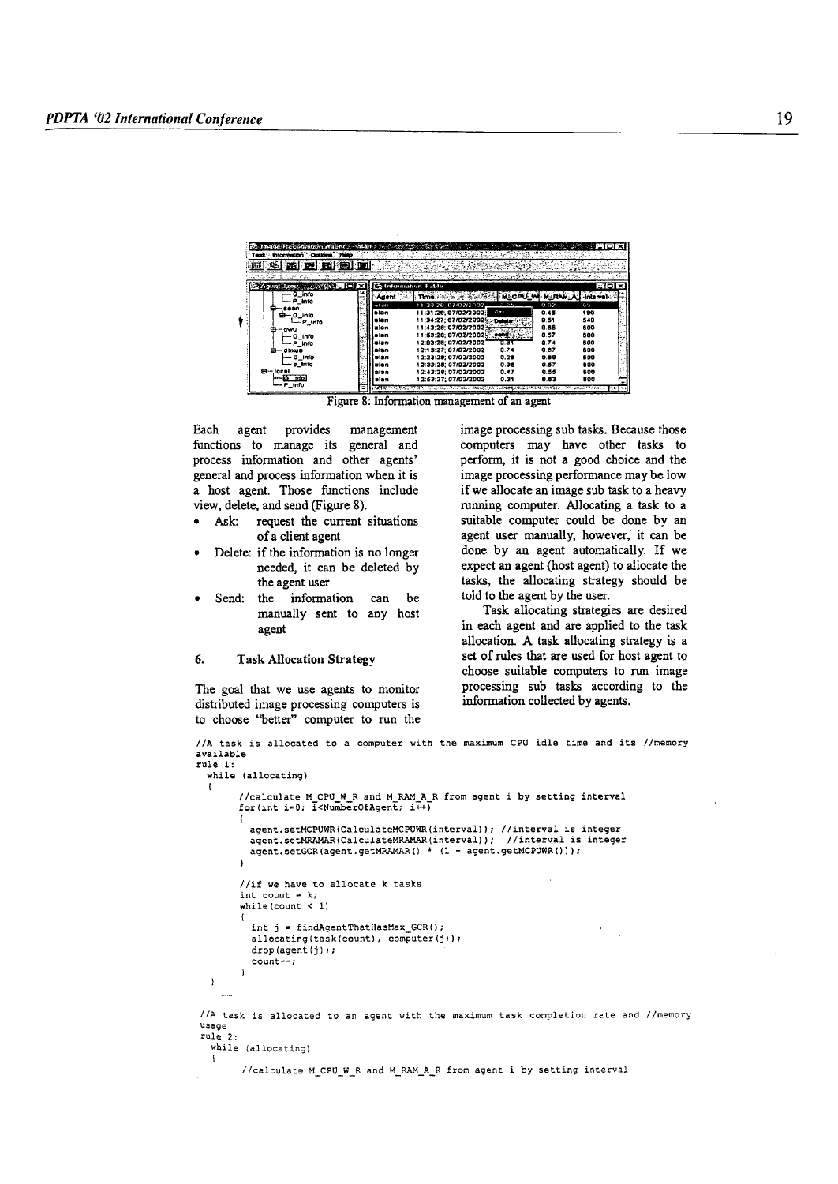Figure 8: Information management of an agent

Each agent provides management functions to manage its general and process information and other agents' general and process information when it is a host agent. Those functions include view, delete, and send (Figure 8).

- Ask: request the current situations of a client agent
- Delete: if the information is no longer needed, it can be deleted by the agent user
- Send: the information can be manually sent to any host agent

## 6. Task Allocation Strategy

The goal that we use agents to monitor distributed image processing computers is to choose "better" computer to run the image processing sub tasks. Because those computers may have other tasks to perform, it is not a good choice and the image processing performance may be low if we allocate an image sub task to a heavy running computer. Allocating a task to a suitable computer could be done by an agent user manually, however, it can be done by an agent automatically. If we expect an agent (host agent) to allocate the tasks, the allocating strategy should be told to the agent by the user.

Task allocating strategies are desired in each agent and are applied to the task allocation. A task allocating strategy is a set of rules that are used for host agent to choose suitable computers to run image processing sub tasks according to the information collected by agents.

```
//A task is allocated to a computer with the maximum CPU idle time and its //memory available
rule 1:
  while (allocating)
  {
       //calculate M_CPU_W_R and M_RAM_A_R from agent i by setting interval
       for(int i=0; i<NumberOfAgent; i++)
       {
         agent.setMCPUWR(CalculateMCPUWR(interval)); //interval is integer
         agent.setMRAMAR(CalculateMRAMAR(interval)); //interval is integer
         agent.setGCR(agent.getMRAMAR() * (1 - agent.getMCPUWR()));
       }

       //if we have to allocate k tasks
       int count = k;
       while(count < 1)
       {
         int j = findAgentThatHasMax_GCR();
         allocating(task(count), computer(j));
         drop(agent(j));
         count--;
       }
  }
  ......

//A task is allocated to an agent with the maximum task completion rate and //memory usage
rule 2:
  while (allocating)
  {
       //calculate M_CPU_W_R and M_RAM_A_R from agent i by setting interval
```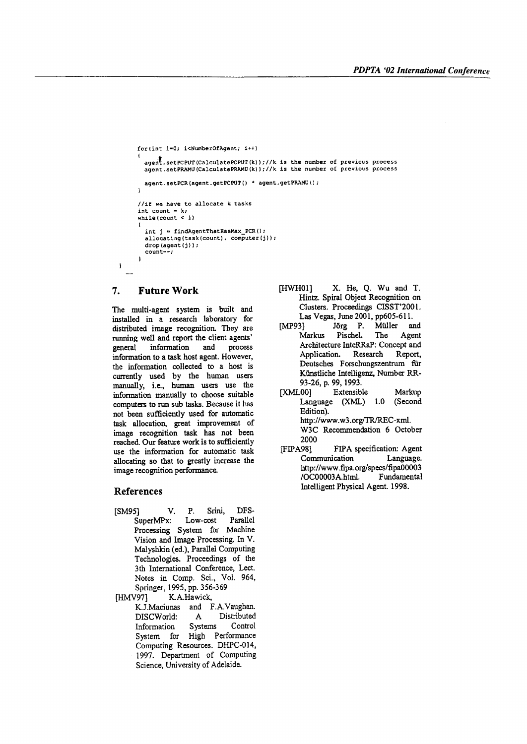```
    for(int i=0; i<NumberOfAgent; i++)
    {
      agent.setPCPUT(CalculatePCPUT(k));//k is the number of previous process
      agent.setPRAMU(CalculatePRAMU(k));//k is the number of previous process

      agent.setPCR(agent.getPCPUT() * agent.getPRAMU();
    }

    //if we have to allocate k tasks
    int count = k;
    while(count < 1)
    {
      int j = findAgentThatHasMax_PCR();
      allocating(task(count), computer(j));
      drop(agent(j));
      count--;
    }
}
```

## 7. Future Work

The multi-agent system is built and installed in a research laboratory for distributed image recognition. They are running well and report the client agents' general information and process information to a task host agent. However, the information collected to a host is currently used by the human users manually, i.e., human users use the information manually to choose suitable computers to run sub tasks. Because it has not been sufficiently used for automatic task allocation, great improvement of image recognition task has not been reached. Our feature work is to sufficiently use the information for automatic task allocating so that to greatly increase the image recognition performance.

## References

[SM95] V. P. Srini, DFS-SuperMPx: Low-cost Parallel Processing System for Machine Vision and Image Processing. In V. Malyshkin (ed.), Parallel Computing Technologies. Proceedings of the 3th International Conference, Lect. Notes in Comp. Sci., Vol. 964, Springer, 1995, pp. 356-369

[HMV97] K.A.Hawick, K.J.Maciunas and F.A.Vaughan. DISCWorld: A Distributed Information Systems Control System for High Performance Computing Resources. DHPC-014, 1997. Department of Computing Science, University of Adelaide.

[HWH01] X. He, Q. Wu and T. Hintz. Spiral Object Recognition on Clusters. Proceedings CISST'2001. Las Vegas, June 2001, pp605-611.

[MP93] Jörg P. Müller and Markus Pischel. The Agent Architecture InteRRaP: Concept and Application. Research Report, Deutsches Forschungszentrum für Künstliche Intelligenz, Number RR-93-26, p. 99, 1993.

[XML00] Extensible Markup Language (XML) 1.0 (Second Edition). http://www.w3.org/TR/REC-xml. W3C Recommendation 6 October 2000

[FIPA98] FIPA specification: Agent Communication Language. http://www.fipa.org/specs/fipa00003/OC00003A.html. Fundamental Intelligent Physical Agent. 1998.